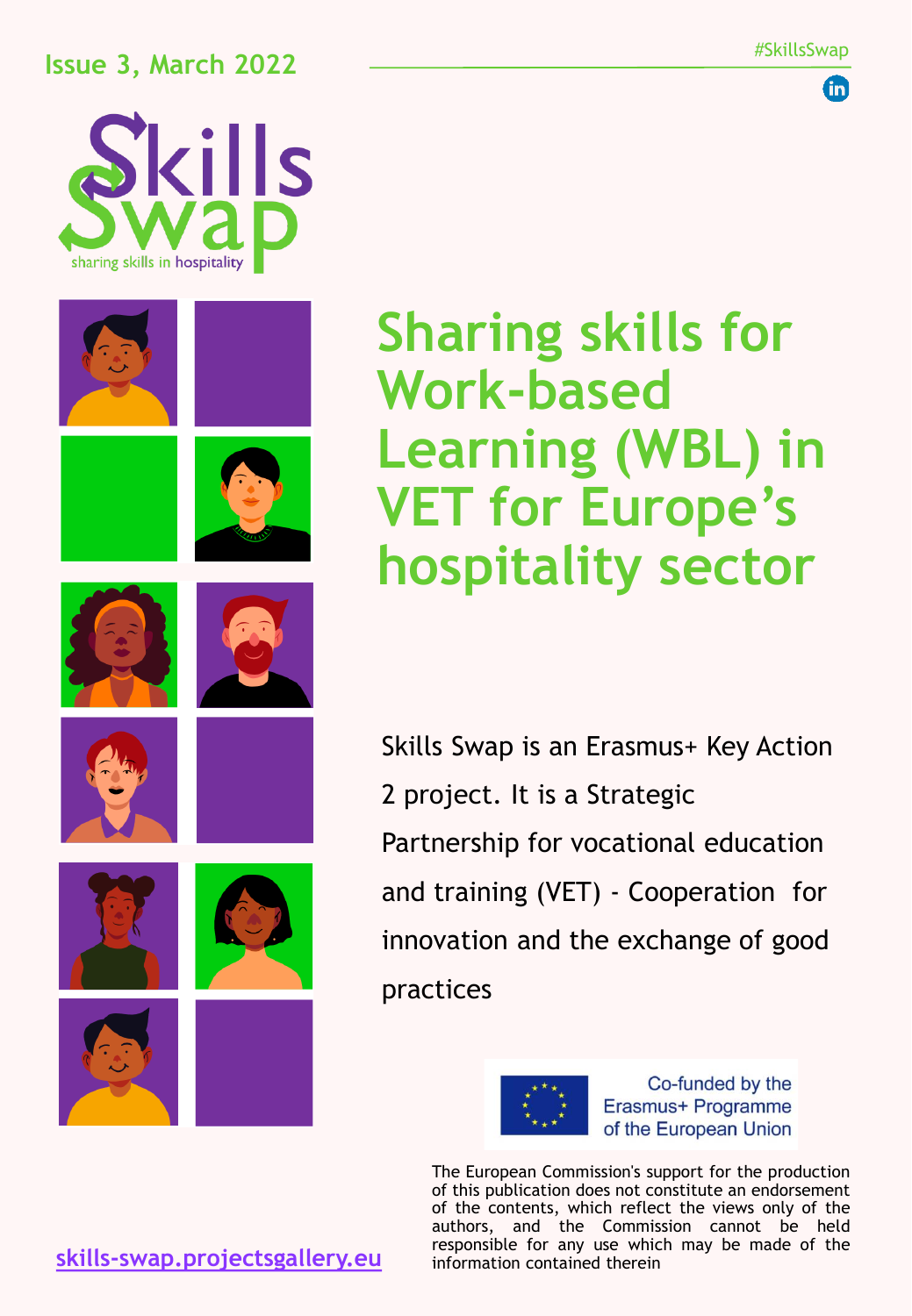Issue 3, March 2022

#SkillsSwap

Skills Swap

sharing skills in hospitality

# Sharing skills for Work-based Learning (WBL) in VET for Europe's hospitality sector

Skills Swap is an Erasmus+ Key Action 2 project. It is a Strategic Partnership for vocational education and training (VET) - Cooperation for innovation and the exchange of good practices

Co-funded by the Erasmus+ Programme of the European Union

The European Commission's support for the production of this publication does not constitute an endorsement of the contents, which reflect the views only of the authors, and the Commission cannot be held responsible for any use which may be made of the information contained therein

skills-swap.projectsgallery.eu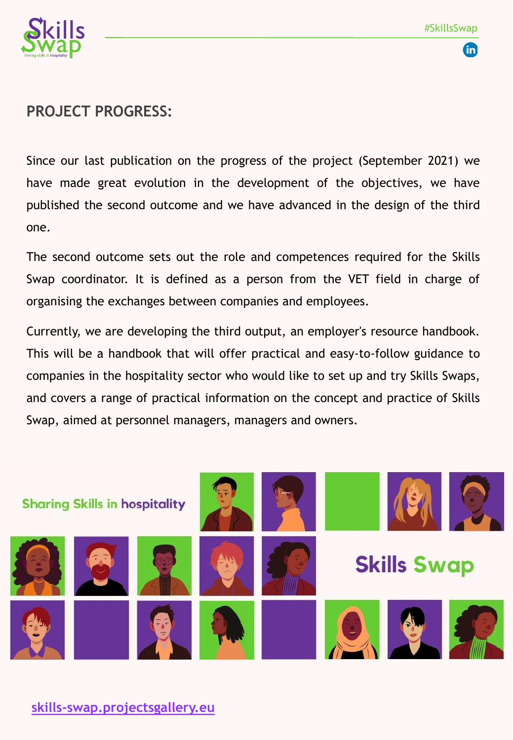## PROJECT PROGRESS:

Since our last publication on the progress of the project (September 2021) we have made great evolution in the development of the objectives, we have published the second outcome and we have advanced in the design of the third one.

The second outcome sets out the role and competences required for the Skills Swap coordinator. It is defined as a person from the VET field in charge of organising the exchanges between companies and employees.

Currently, we are developing the third output, an employer's resource handbook. This will be a handbook that will offer practical and easy-to-follow guidance to companies in the hospitality sector who would like to set up and try Skills Swaps, and covers a range of practical information on the concept and practice of Skills Swap, aimed at personnel managers, managers and owners.

Sharing Skills in hospitality

Skills Swap

[skills-swap.projectsgallery.eu](skills-swap.projectsgallery.eu)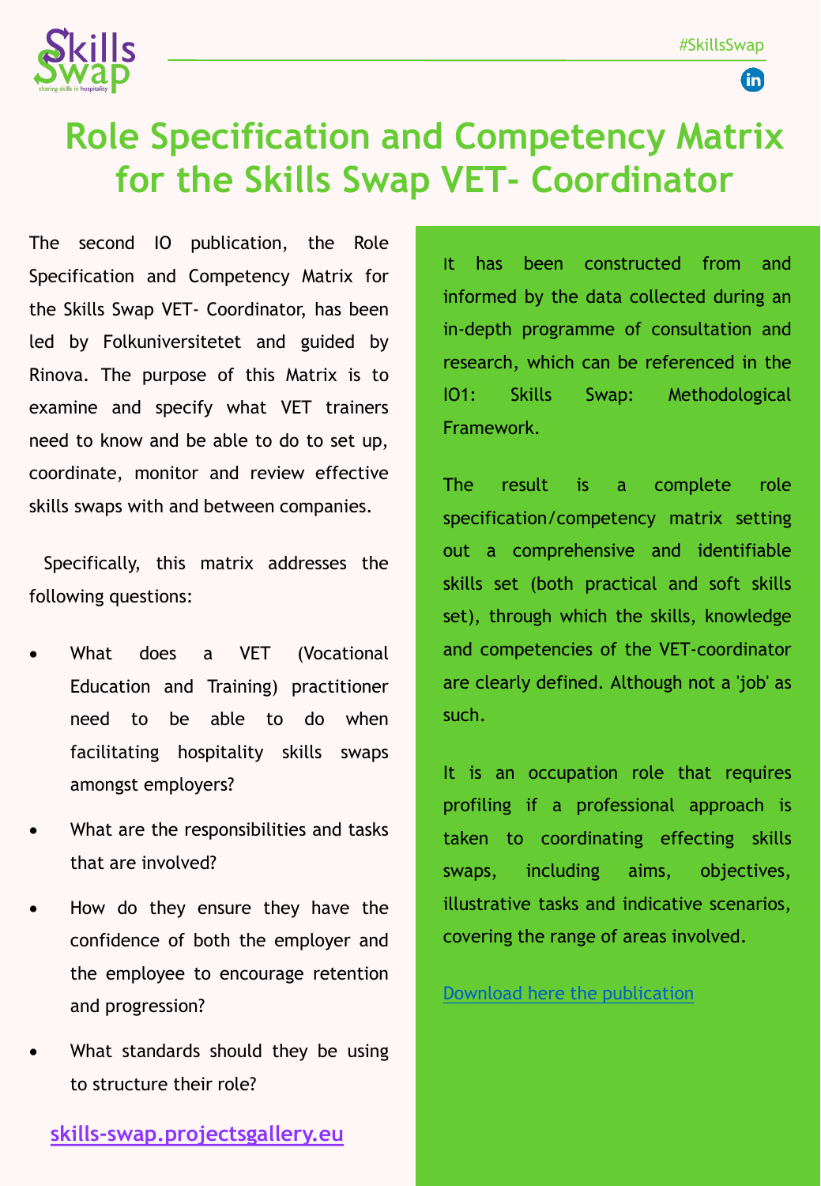# Role Specification and Competency Matrix for the Skills Swap VET- Coordinator

The second IO publication, the Role Specification and Competency Matrix for the Skills Swap VET- Coordinator, has been led by Folkuniversitetet and guided by Rinova. The purpose of this Matrix is to examine and specify what VET trainers need to know and be able to do to set up, coordinate, monitor and review effective skills swaps with and between companies.

Specifically, this matrix addresses the following questions:

- What does a VET (Vocational Education and Training) practitioner need to be able to do when facilitating hospitality skills swaps amongst employers?
- What are the responsibilities and tasks that are involved?
- How do they ensure they have the confidence of both the employer and the employee to encourage retention and progression?
- What standards should they be using to structure their role?

It has been constructed from and informed by the data collected during an in-depth programme of consultation and research, which can be referenced in the IO1: Skills Swap: Methodological Framework.

The result is a complete role specification/competency matrix setting out a comprehensive and identifiable skills set (both practical and soft skills set), through which the skills, knowledge and competencies of the VET-coordinator are clearly defined. Although not a 'job' as such.

It is an occupation role that requires profiling if a professional approach is taken to coordinating effecting skills swaps, including aims, objectives, illustrative tasks and indicative scenarios, covering the range of areas involved.

Download here the publication

skills-swap.projectsgallery.eu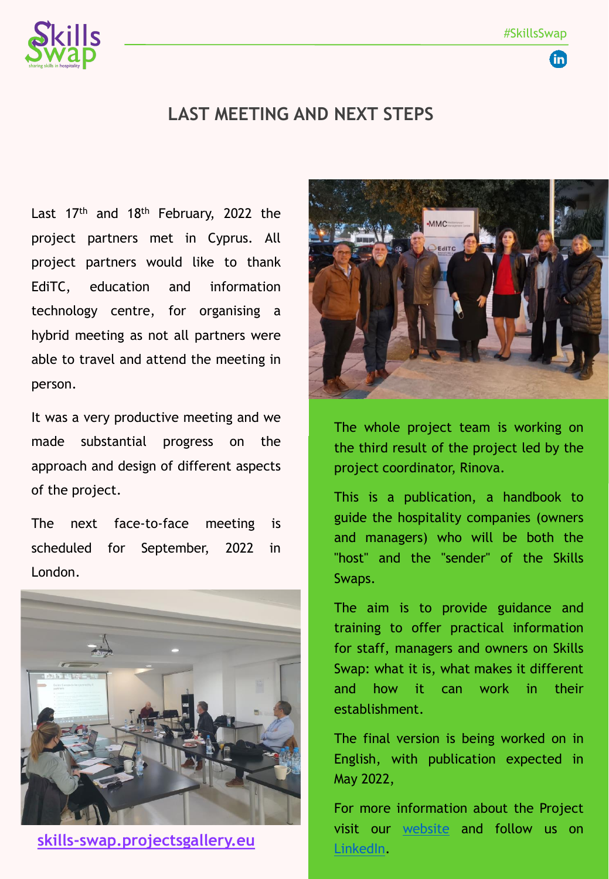# LAST MEETING AND NEXT STEPS

Last 17th and 18th February, 2022 the project partners met in Cyprus. All project partners would like to thank EdiTC, education and information technology centre, for organising a hybrid meeting as not all partners were able to travel and attend the meeting in person.

It was a very productive meeting and we made substantial progress on the approach and design of different aspects of the project.

The next face-to-face meeting is scheduled for September, 2022 in London.

**skills-swap.projectsgallery.eu**

The whole project team is working on the third result of the project led by the project coordinator, Rinova.

This is a publication, a handbook to guide the hospitality companies (owners and managers) who will be both the "host" and the "sender" of the Skills Swaps.

The aim is to provide guidance and training to offer practical information for staff, managers and owners on Skills Swap: what it is, what makes it different and how it can work in their establishment.

The final version is being worked on in English, with publication expected in May 2022,

For more information about the Project visit our website and follow us on LinkedIn.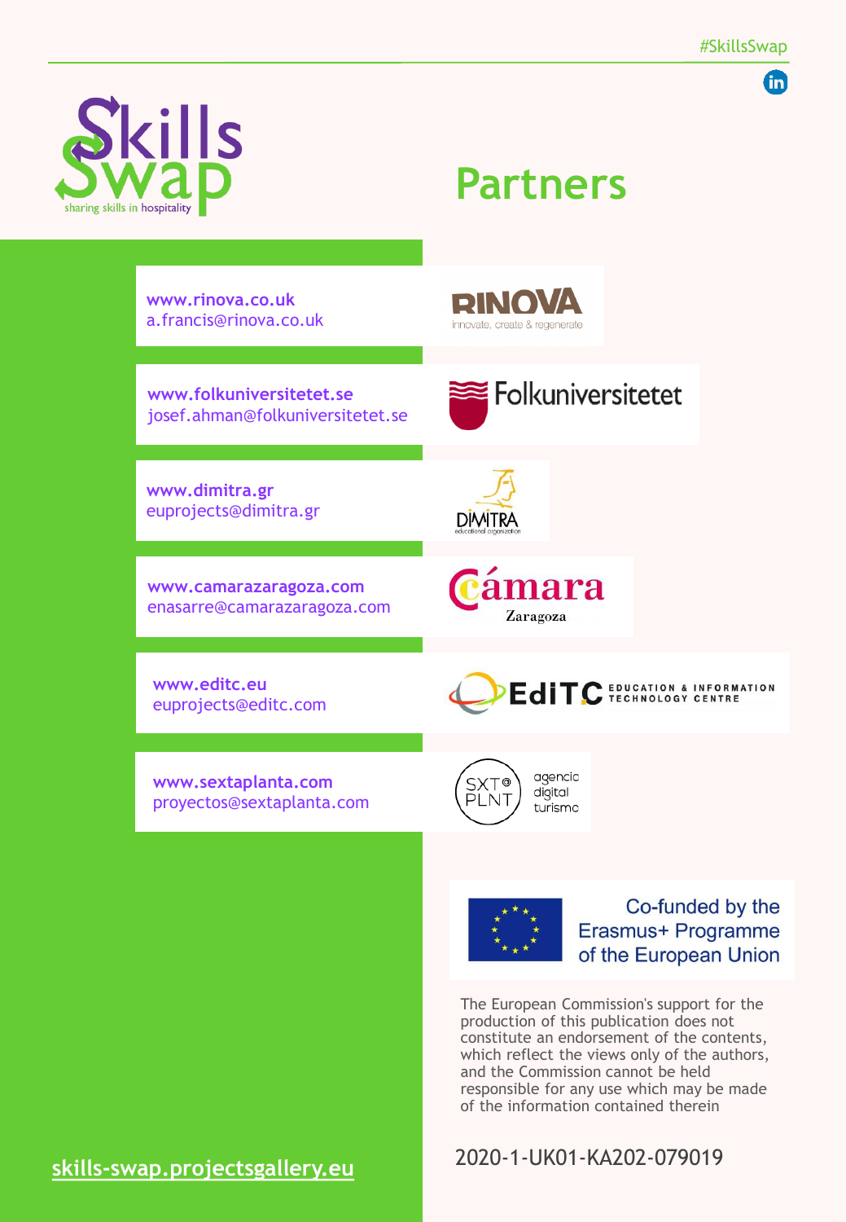#SkillsSwap

Skills Swap
sharing skills in hospitality

# Partners

www.rinova.co.uk
a.francis@rinova.co.uk

RINOVA
innovate, create & regenerate

www.folkuniversitetet.se
josef.ahman@folkuniversitetet.se

Folkuniversitetet

www.dimitra.gr
euprojects@dimitra.gr

DIMITRA
educational organization

www.camarazaragoza.com
enasarre@camarazaragoza.com

Cámara
Zaragoza

www.editc.eu
euprojects@editc.com

EdiTC EDUCATION & INFORMATION TECHNOLOGY CENTRE

www.sextaplanta.com
proyectos@sextaplanta.com

SXTO PLNT agencia digital turismo

Co-funded by the Erasmus+ Programme of the European Union

The European Commission's support for the production of this publication does not constitute an endorsement of the contents, which reflect the views only of the authors, and the Commission cannot be held responsible for any use which may be made of the information contained therein

2020-1-UK01-KA202-079019

skills-swap.projectsgallery.eu